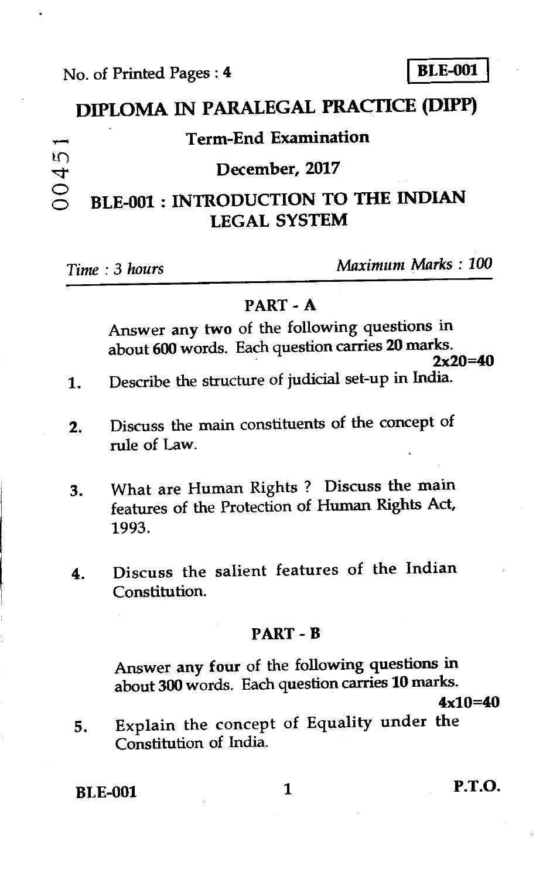No. of Printed Pages : 4

**BLE-001**

# DIPLOMA IN PARALEGAL PRACTICE (DIPP)

## Term-End Examination

## December, 2017

00451

## BLE-001 : INTRODUCTION TO THE INDIAN LEGAL SYSTEM

*Time : 3 hours* *Maximum Marks : 100*

### PART - A

Answer any **two** of the following questions in about **600** words. Each question carries **20** marks. **2x20=40**

1. Describe the structure of judicial set-up in India.

2. Discuss the main constituents of the concept of rule of Law.

3. What are Human Rights ? Discuss the main features of the Protection of Human Rights Act, 1993.

4. Discuss the salient features of the Indian Constitution.

### PART - B

Answer any **four** of the following questions in about **300** words. Each question carries **10** marks. **4x10=40**

5. Explain the concept of Equality under the Constitution of India.

P.T.O.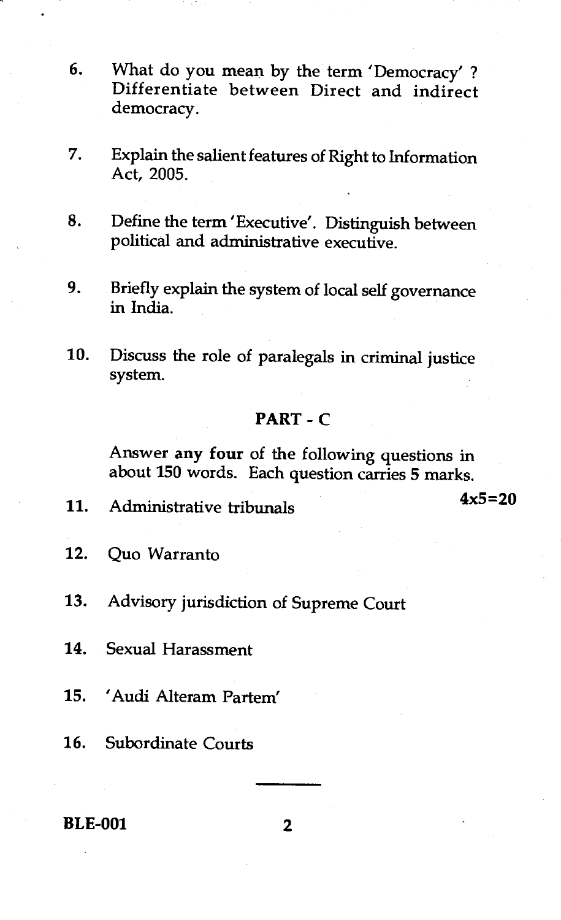6. What do you mean by the term 'Democracy' ? Differentiate between Direct and indirect democracy.

7. Explain the salient features of Right to Information Act, 2005.

8. Define the term 'Executive'. Distinguish between political and administrative executive.

9. Briefly explain the system of local self governance in India.

10. Discuss the role of paralegals in criminal justice system.

## PART - C

Answer **any four** of the following questions in about 150 words. Each question carries 5 marks.

**4x5=20**

11. Administrative tribunals

12. Quo Warranto

13. Advisory jurisdiction of Supreme Court

14. Sexual Harassment

15. 'Audi Alteram Partem'

16. Subordinate Courts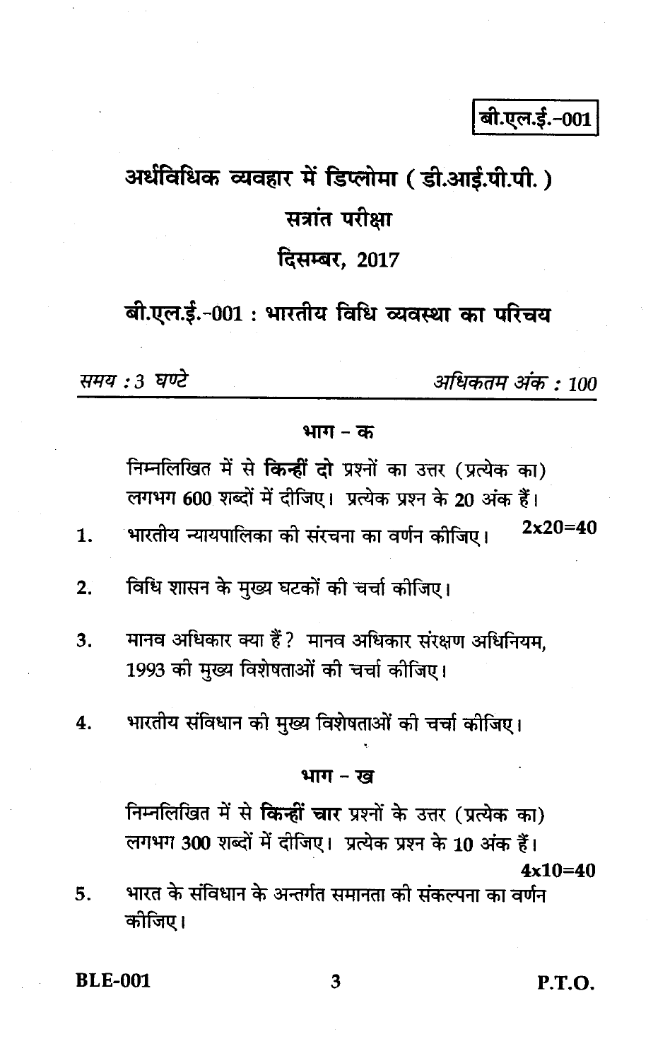बी.एल.ई.-001

# अर्धविधिक व्यवहार में डिप्लोमा ( डी.आई.पी.पी. )

## सत्रांत परीक्षा

## दिसम्बर, 2017

## बी.एल.ई.-001 : भारतीय विधि व्यवस्था का परिचय

*समय : 3 घण्टे* *अधिकतम अंक : 100*

### भाग – क

निम्नलिखित में से **किन्हीं दो** प्रश्नों का उत्तर (प्रत्येक का) लगभग 600 शब्दों में दीजिए। प्रत्येक प्रश्न के 20 अंक हैं। **2x20=40**

1. भारतीय न्यायपालिका की संरचना का वर्णन कीजिए।

2. विधि शासन के मुख्य घटकों की चर्चा कीजिए।

3. मानव अधिकार क्या हैं? मानव अधिकार संरक्षण अधिनियम, 1993 की मुख्य विशेषताओं की चर्चा कीजिए।

4. भारतीय संविधान की मुख्य विशेषताओं की चर्चा कीजिए।

### भाग – ख

निम्नलिखित में से **किन्हीं चार** प्रश्नों के उत्तर (प्रत्येक का) लगभग 300 शब्दों में दीजिए। प्रत्येक प्रश्न के 10 अंक हैं। **4x10=40**

5. भारत के संविधान के अन्तर्गत समानता की संकल्पना का वर्णन कीजिए।

P.T.O.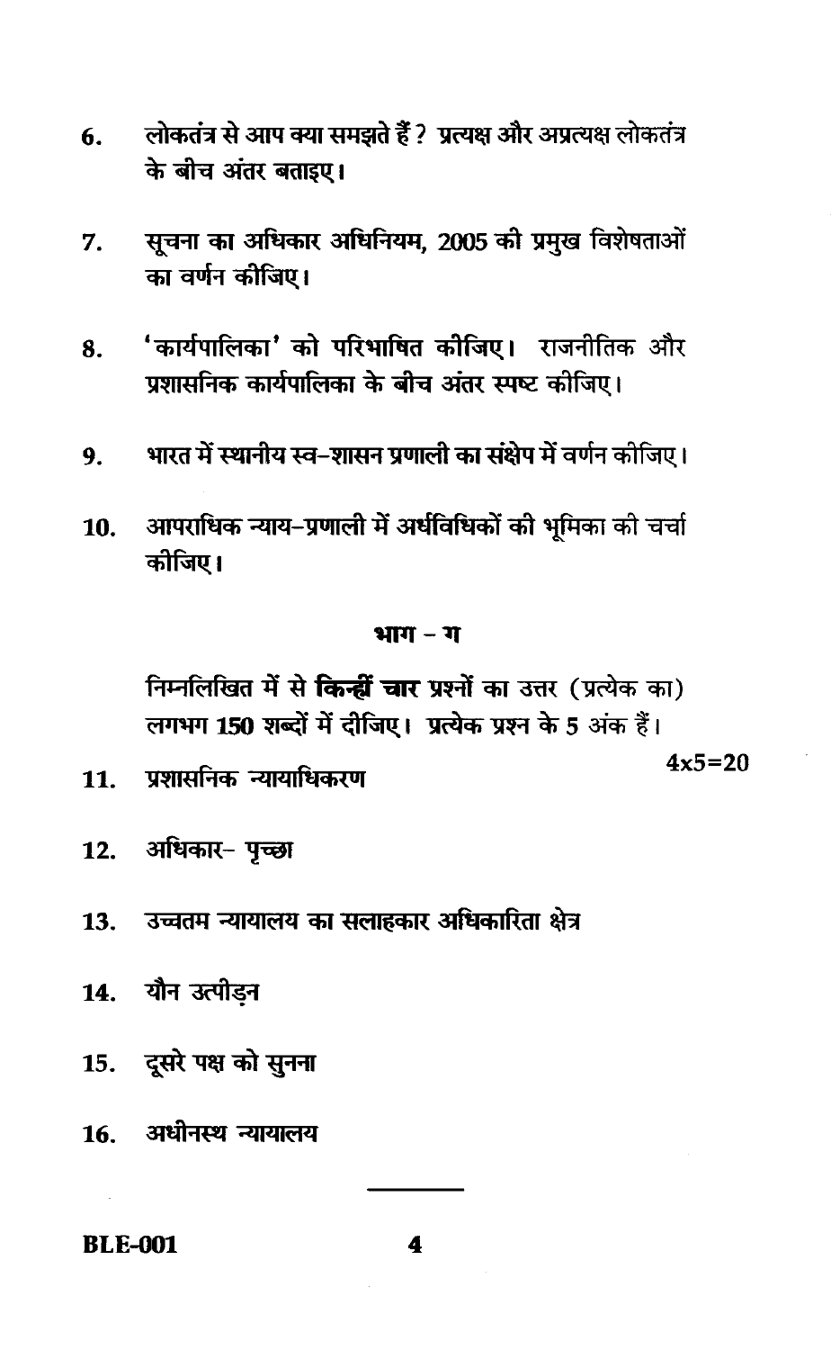6. लोकतंत्र से आप क्या समझते हैं ? प्रत्यक्ष और अप्रत्यक्ष लोकतंत्र के बीच अंतर बताइए।

7. सूचना का अधिकार अधिनियम, 2005 की प्रमुख विशेषताओं का वर्णन कीजिए।

8. 'कार्यपालिका' को परिभाषित कीजिए। राजनीतिक और प्रशासनिक कार्यपालिका के बीच अंतर स्पष्ट कीजिए।

9. भारत में स्थानीय स्व–शासन प्रणाली का संक्षेप में वर्णन कीजिए।

10. आपराधिक न्याय–प्रणाली में अर्धविधिकों की भूमिका की चर्चा कीजिए।

## भाग – ग

निम्नलिखित में से **किन्हीं चार** प्रश्नों का उत्तर (प्रत्येक का) लगभग 150 शब्दों में दीजिए। प्रत्येक प्रश्न के 5 अंक हैं। 4x5=20

11. प्रशासनिक न्यायाधिकरण

12. अधिकार– पृच्छा

13. उच्चतम न्यायालय का सलाहकार अधिकारिता क्षेत्र

14. यौन उत्पीड़न

15. दूसरे पक्ष को सुनना

16. अधीनस्थ न्यायालय

---